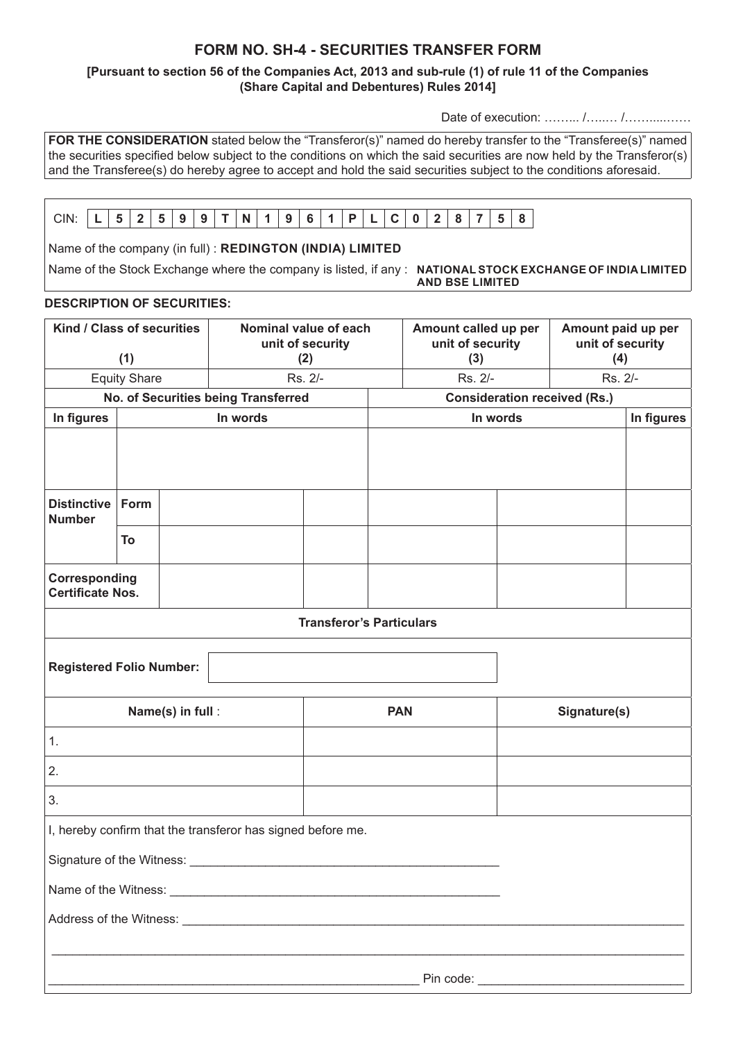# FORM NO. SH-4 - SECURITIES TRANSFER FORM

**[Pursuant to section 56 of the Companies Act, 2013 and sub-rule (1) of rule 11 of the Companies (Share Capital and Debentures) Rules 2014]**

Date of execution: ……... /…..… /……....……

**FOR THE CONSIDERATION** stated below the "Transferor(s)" named do hereby transfer to the "Transferee(s)" named the securities specified below subject to the conditions on which the said securities are now held by the Transferor(s) and the Transferee(s) do hereby agree to accept and hold the said securities subject to the conditions aforesaid.

CIN: L 5 2 5 9 9 T N 1 9 6 1 P L C 0 2 8 7 5 8

Name of the company (in full) : **REDINGTON (INDIA) LIMITED**

Name of the Stock Exchange where the company is listed, if any : **NATIONAL STOCK EXCHANGE OF INDIA LIMITED AND BSE LIMITED**

**DESCRIPTION OF SECURITIES:**

| Kind / Class of securities (1) | Nominal value of each unit of security (2) | Amount called up per unit of security (3) | Amount paid up per unit of security (4) |
|---|---|---|---|
| Equity Share | Rs. 2/- | Rs. 2/- | Rs. 2/- |

| No. of Securities being Transferred | | Consideration received (Rs.) | |
|---|---|---|---|
| In figures | In words | In words | In figures |
| | | | |

| | | | | | | |
|---|---|---|---|---|---|---|
| Distinctive Number | Form | | | | | |
| | To | | | | | |
| Corresponding Certificate Nos. | | | | | | |

**Transferor's Particulars**

Registered Folio Number:

| Name(s) in full : | PAN | Signature(s) |
|---|---|---|
| 1. | | |
| 2. | | |
| 3. | | |

I, hereby confirm that the transferor has signed before me.

Signature of the Witness: ____________________________________________

Name of the Witness: ____________________________________________

Address of the Witness: ____________________________________________

____________________________________________

____________________________________________ Pin code: ______________________________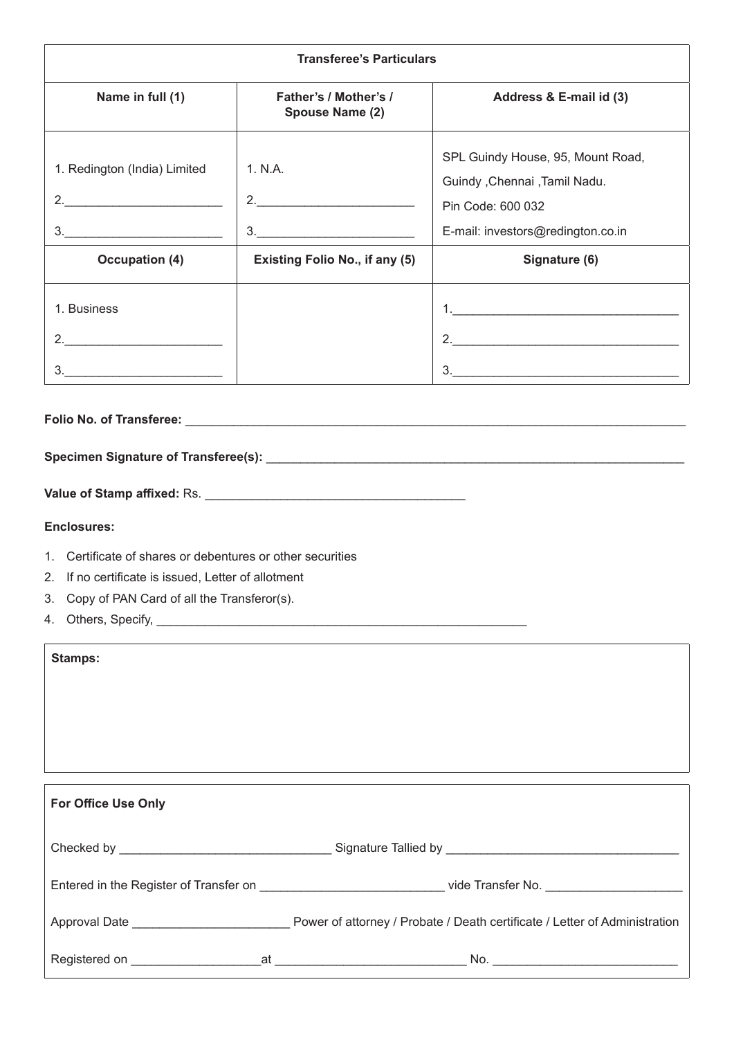| Transferee's Particulars | | |
|---|---|---|
| **Name in full (1)** | **Father's / Mother's / Spouse Name (2)** | **Address & E-mail id (3)** |
| 1. Redington (India) Limited<br>2.______________________<br>3.______________________ | 1. N.A.<br>2.______________________<br>3.______________________ | SPL Guindy House, 95, Mount Road, Guindy ,Chennai ,Tamil Nadu.<br>Pin Code: 600 032<br>E-mail: investors@redington.co.in |
| **Occupation (4)** | **Existing Folio No., if any (5)** | **Signature (6)** |
| 1. Business<br>2.______________________<br>3.______________________ | | 1.______________________________<br>2.______________________________<br>3.______________________________ |

**Folio No. of Transferee:** ___________________________________________________________________________

**Specimen Signature of Transferee(s):** _______________________________________________________________

**Value of Stamp affixed:** Rs. ______________________________________

**Enclosures:**

1. Certificate of shares or debentures or other securities
2. If no certificate is issued, Letter of allotment
3. Copy of PAN Card of all the Transferor(s).
4. Others, Specify, ________________________________________________________

**Stamps:**

**For Office Use Only**

Checked by ______________________________ Signature Tallied by __________________________________

Entered in the Register of Transfer on __________________________ vide Transfer No. ___________________

Approval Date ______________________ Power of attorney / Probate / Death certificate / Letter of Administration

Registered on __________________at ___________________________ No. __________________________